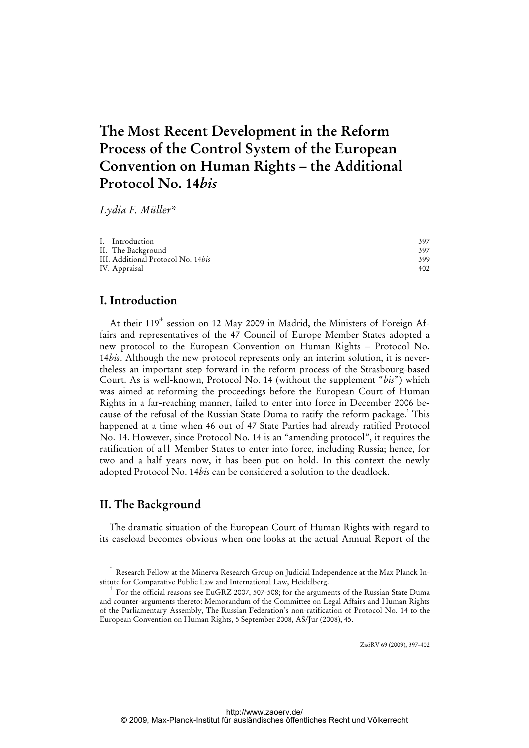# The Most Recent Development in the Reform Process of the Control System of the European Convention on Human Rights – the Additional Protocol No. 14*bis*

*Lydia F. Müller**

| | |
|---|---|
| I. Introduction | 397 |
| II. The Background | 397 |
| III. Additional Protocol No. 14*bis* | 399 |
| IV. Appraisal | 402 |

## I. Introduction

At their 119th session on 12 May 2009 in Madrid, the Ministers of Foreign Affairs and representatives of the 47 Council of Europe Member States adopted a new protocol to the European Convention on Human Rights – Protocol No. 14*bis*. Although the new protocol represents only an interim solution, it is nevertheless an important step forward in the reform process of the Strasbourg-based Court. As is well-known, Protocol No. 14 (without the supplement "*bis*") which was aimed at reforming the proceedings before the European Court of Human Rights in a far-reaching manner, failed to enter into force in December 2006 because of the refusal of the Russian State Duma to ratify the reform package.[1] This happened at a time when 46 out of 47 State Parties had already ratified Protocol No. 14. However, since Protocol No. 14 is an "amending protocol", it requires the ratification of all Member States to enter into force, including Russia; hence, for two and a half years now, it has been put on hold. In this context the newly adopted Protocol No. 14*bis* can be considered a solution to the deadlock.

## II. The Background

The dramatic situation of the European Court of Human Rights with regard to its caseload becomes obvious when one looks at the actual Annual Report of the

---

\* Research Fellow at the Minerva Research Group on Judicial Independence at the Max Planck Institute for Comparative Public Law and International Law, Heidelberg.

[1] For the official reasons see EuGRZ 2007, 507-508; for the arguments of the Russian State Duma and counter-arguments thereto: Memorandum of the Committee on Legal Affairs and Human Rights of the Parliamentary Assembly, The Russian Federation's non-ratification of Protocol No. 14 to the European Convention on Human Rights, 5 September 2008, AS/Jur (2008), 45.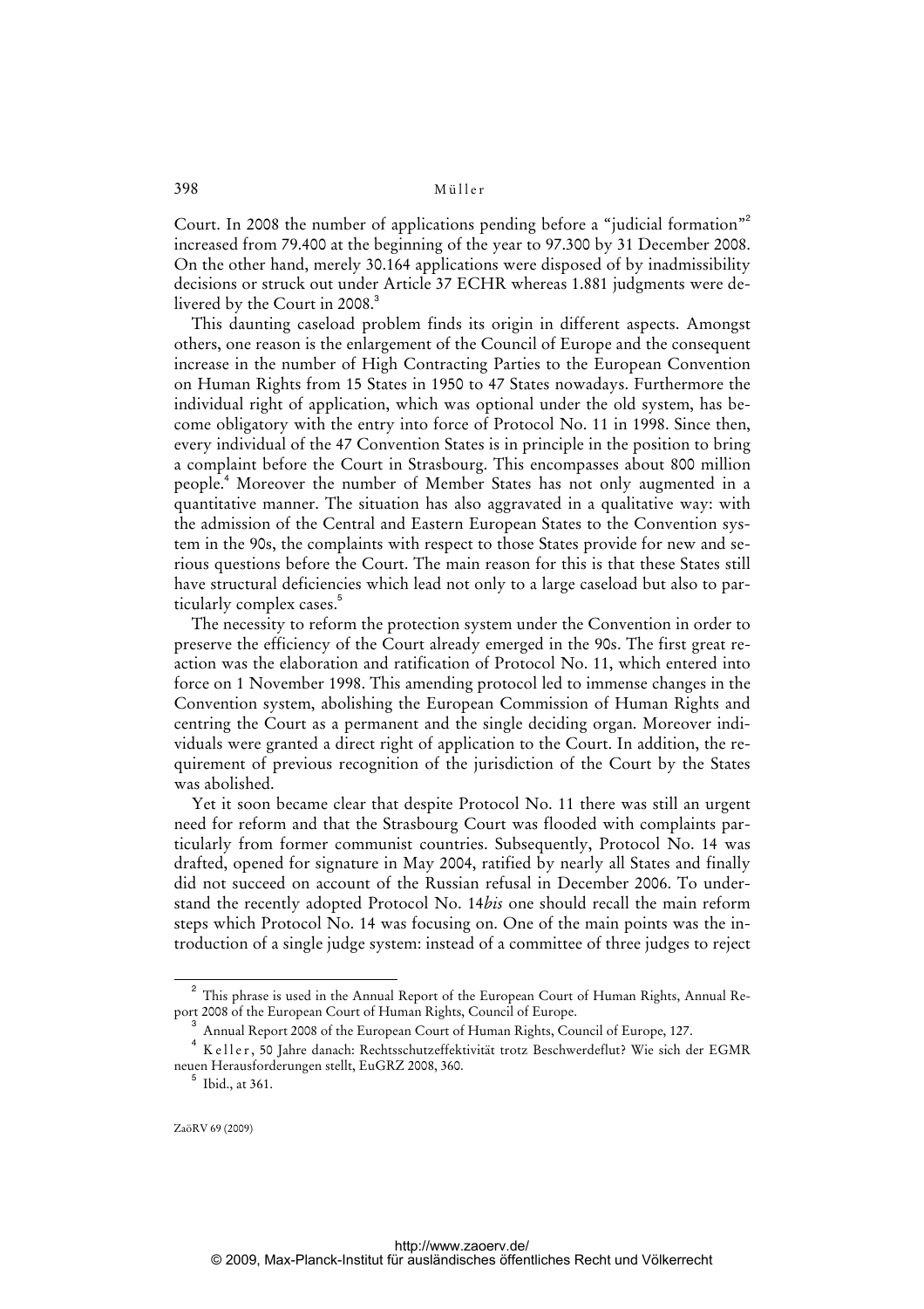Court. In 2008 the number of applications pending before a "judicial formation"[2] increased from 79.400 at the beginning of the year to 97.300 by 31 December 2008. On the other hand, merely 30.164 applications were disposed of by inadmissibility decisions or struck out under Article 37 ECHR whereas 1.881 judgments were delivered by the Court in 2008.[3]

This daunting caseload problem finds its origin in different aspects. Amongst others, one reason is the enlargement of the Council of Europe and the consequent increase in the number of High Contracting Parties to the European Convention on Human Rights from 15 States in 1950 to 47 States nowadays. Furthermore the individual right of application, which was optional under the old system, has become obligatory with the entry into force of Protocol No. 11 in 1998. Since then, every individual of the 47 Convention States is in principle in the position to bring a complaint before the Court in Strasbourg. This encompasses about 800 million people.[4] Moreover the number of Member States has not only augmented in a quantitative manner. The situation has also aggravated in a qualitative way: with the admission of the Central and Eastern European States to the Convention system in the 90s, the complaints with respect to those States provide for new and serious questions before the Court. The main reason for this is that these States still have structural deficiencies which lead not only to a large caseload but also to particularly complex cases.[5]

The necessity to reform the protection system under the Convention in order to preserve the efficiency of the Court already emerged in the 90s. The first great reaction was the elaboration and ratification of Protocol No. 11, which entered into force on 1 November 1998. This amending protocol led to immense changes in the Convention system, abolishing the European Commission of Human Rights and centring the Court as a permanent and the single deciding organ. Moreover individuals were granted a direct right of application to the Court. In addition, the requirement of previous recognition of the jurisdiction of the Court by the States was abolished.

Yet it soon became clear that despite Protocol No. 11 there was still an urgent need for reform and that the Strasbourg Court was flooded with complaints particularly from former communist countries. Subsequently, Protocol No. 14 was drafted, opened for signature in May 2004, ratified by nearly all States and finally did not succeed on account of the Russian refusal in December 2006. To understand the recently adopted Protocol No. 14*bis* one should recall the main reform steps which Protocol No. 14 was focusing on. One of the main points was the introduction of a single judge system: instead of a committee of three judges to reject

---

[2] This phrase is used in the Annual Report of the European Court of Human Rights, Annual Report 2008 of the European Court of Human Rights, Council of Europe.

[3] Annual Report 2008 of the European Court of Human Rights, Council of Europe, 127.

[4] Keller, 50 Jahre danach: Rechtsschutzeffektivität trotz Beschwerdeflut? Wie sich der EGMR neuen Herausforderungen stellt, EuGRZ 2008, 360.

[5] Ibid., at 361.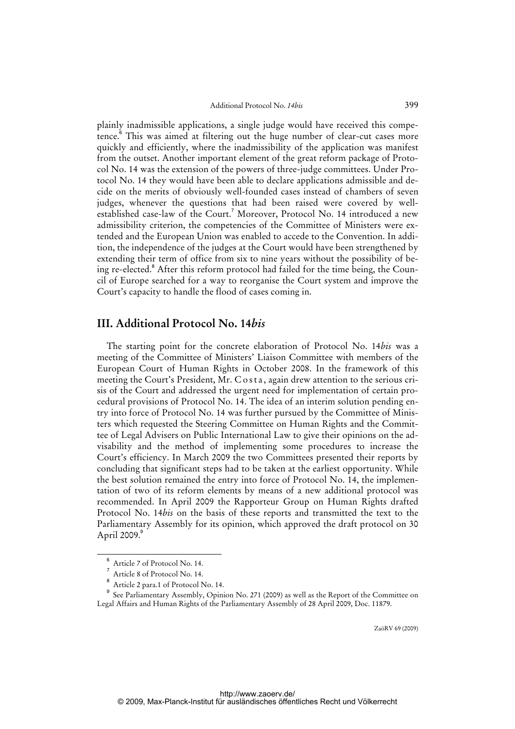plainly inadmissible applications, a single judge would have received this competence.[6] This was aimed at filtering out the huge number of clear-cut cases more quickly and efficiently, where the inadmissibility of the application was manifest from the outset. Another important element of the great reform package of Protocol No. 14 was the extension of the powers of three-judge committees. Under Protocol No. 14 they would have been able to declare applications admissible and decide on the merits of obviously well-founded cases instead of chambers of seven judges, whenever the questions that had been raised were covered by well-established case-law of the Court.[7] Moreover, Protocol No. 14 introduced a new admissibility criterion, the competencies of the Committee of Ministers were extended and the European Union was enabled to accede to the Convention. In addition, the independence of the judges at the Court would have been strengthened by extending their term of office from six to nine years without the possibility of being re-elected.[8] After this reform protocol had failed for the time being, the Council of Europe searched for a way to reorganise the Court system and improve the Court's capacity to handle the flood of cases coming in.

## III. Additional Protocol No. 14*bis*

The starting point for the concrete elaboration of Protocol No. 14*bis* was a meeting of the Committee of Ministers' Liaison Committee with members of the European Court of Human Rights in October 2008. In the framework of this meeting the Court's President, Mr. Costa, again drew attention to the serious crisis of the Court and addressed the urgent need for implementation of certain procedural provisions of Protocol No. 14. The idea of an interim solution pending entry into force of Protocol No. 14 was further pursued by the Committee of Ministers which requested the Steering Committee on Human Rights and the Committee of Legal Advisers on Public International Law to give their opinions on the advisability and the method of implementing some procedures to increase the Court's efficiency. In March 2009 the two Committees presented their reports by concluding that significant steps had to be taken at the earliest opportunity. While the best solution remained the entry into force of Protocol No. 14, the implementation of two of its reform elements by means of a new additional protocol was recommended. In April 2009 the Rapporteur Group on Human Rights drafted Protocol No. 14*bis* on the basis of these reports and transmitted the text to the Parliamentary Assembly for its opinion, which approved the draft protocol on 30 April 2009.[9]

---

[6] Article 7 of Protocol No. 14.

[7] Article 8 of Protocol No. 14.

[8] Article 2 para.1 of Protocol No. 14.

[9] See Parliamentary Assembly, Opinion No. 271 (2009) as well as the Report of the Committee on Legal Affairs and Human Rights of the Parliamentary Assembly of 28 April 2009, Doc. 11879.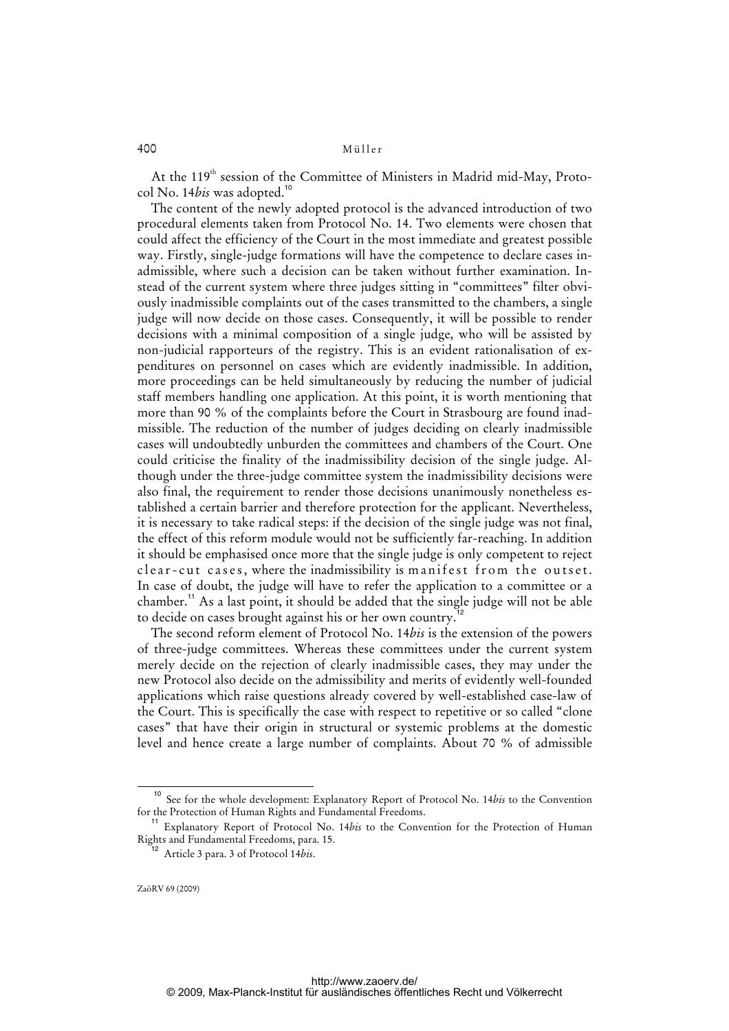At the 119th session of the Committee of Ministers in Madrid mid-May, Protocol No. 14*bis* was adopted.[10]

The content of the newly adopted protocol is the advanced introduction of two procedural elements taken from Protocol No. 14. Two elements were chosen that could affect the efficiency of the Court in the most immediate and greatest possible way. Firstly, single-judge formations will have the competence to declare cases inadmissible, where such a decision can be taken without further examination. Instead of the current system where three judges sitting in "committees" filter obviously inadmissible complaints out of the cases transmitted to the chambers, a single judge will now decide on those cases. Consequently, it will be possible to render decisions with a minimal composition of a single judge, who will be assisted by non-judicial rapporteurs of the registry. This is an evident rationalisation of expenditures on personnel on cases which are evidently inadmissible. In addition, more proceedings can be held simultaneously by reducing the number of judicial staff members handling one application. At this point, it is worth mentioning that more than 90 % of the complaints before the Court in Strasbourg are found inadmissible. The reduction of the number of judges deciding on clearly inadmissible cases will undoubtedly unburden the committees and chambers of the Court. One could criticise the finality of the inadmissibility decision of the single judge. Although under the three-judge committee system the inadmissibility decisions were also final, the requirement to render those decisions unanimously nonetheless established a certain barrier and therefore protection for the applicant. Nevertheless, it is necessary to take radical steps: if the decision of the single judge was not final, the effect of this reform module would not be sufficiently far-reaching. In addition it should be emphasised once more that the single judge is only competent to reject clear-cut cases, where the inadmissibility is manifest from the outset. In case of doubt, the judge will have to refer the application to a committee or a chamber.[11] As a last point, it should be added that the single judge will not be able to decide on cases brought against his or her own country.[12]

The second reform element of Protocol No. 14*bis* is the extension of the powers of three-judge committees. Whereas these committees under the current system merely decide on the rejection of clearly inadmissible cases, they may under the new Protocol also decide on the admissibility and merits of evidently well-founded applications which raise questions already covered by well-established case-law of the Court. This is specifically the case with respect to repetitive or so called "clone cases" that have their origin in structural or systemic problems at the domestic level and hence create a large number of complaints. About 70 % of admissible

---

[10] See for the whole development: Explanatory Report of Protocol No. 14*bis* to the Convention for the Protection of Human Rights and Fundamental Freedoms.

[11] Explanatory Report of Protocol No. 14*bis* to the Convention for the Protection of Human Rights and Fundamental Freedoms, para. 15.

[12] Article 3 para. 3 of Protocol 14*bis*.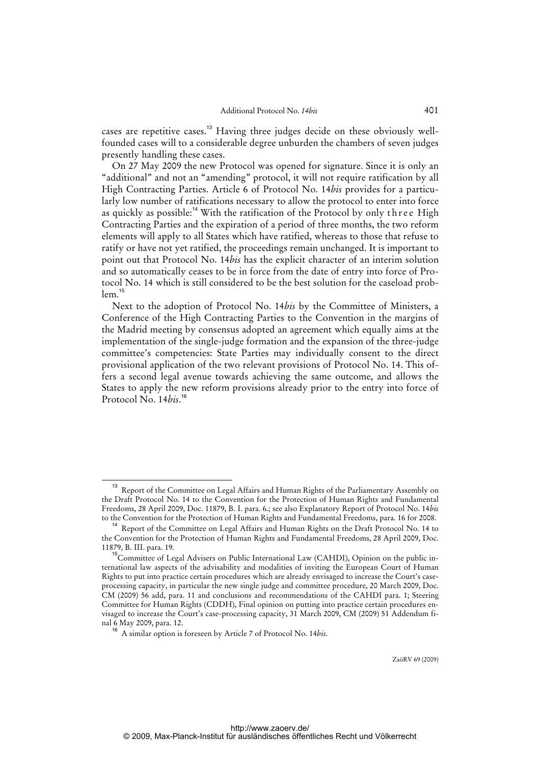cases are repetitive cases.[13] Having three judges decide on these obviously well-founded cases will to a considerable degree unburden the chambers of seven judges presently handling these cases.

On 27 May 2009 the new Protocol was opened for signature. Since it is only an "additional" and not an "amending" protocol, it will not require ratification by all High Contracting Parties. Article 6 of Protocol No. 14*bis* provides for a particularly low number of ratifications necessary to allow the protocol to enter into force as quickly as possible:[14] With the ratification of the Protocol by only three High Contracting Parties and the expiration of a period of three months, the two reform elements will apply to all States which have ratified, whereas to those that refuse to ratify or have not yet ratified, the proceedings remain unchanged. It is important to point out that Protocol No. 14*bis* has the explicit character of an interim solution and so automatically ceases to be in force from the date of entry into force of Protocol No. 14 which is still considered to be the best solution for the caseload problem.[15]

Next to the adoption of Protocol No. 14*bis* by the Committee of Ministers, a Conference of the High Contracting Parties to the Convention in the margins of the Madrid meeting by consensus adopted an agreement which equally aims at the implementation of the single-judge formation and the expansion of the three-judge committee's competencies: State Parties may individually consent to the direct provisional application of the two relevant provisions of Protocol No. 14. This offers a second legal avenue towards achieving the same outcome, and allows the States to apply the new reform provisions already prior to the entry into force of Protocol No. 14*bis*.[16]

---

[13] Report of the Committee on Legal Affairs and Human Rights of the Parliamentary Assembly on the Draft Protocol No. 14 to the Convention for the Protection of Human Rights and Fundamental Freedoms, 28 April 2009, Doc. 11879, B. I. para. 6.; see also Explanatory Report of Protocol No. 14*bis* to the Convention for the Protection of Human Rights and Fundamental Freedoms, para. 16 for 2008.

[14] Report of the Committee on Legal Affairs and Human Rights on the Draft Protocol No. 14 to the Convention for the Protection of Human Rights and Fundamental Freedoms, 28 April 2009, Doc. 11879, B. III. para. 19.

[15] Committee of Legal Advisers on Public International Law (CAHDI), Opinion on the public international law aspects of the advisability and modalities of inviting the European Court of Human Rights to put into practice certain procedures which are already envisaged to increase the Court's case-processing capacity, in particular the new single judge and committee procedure, 20 March 2009, Doc. CM (2009) 56 add, para. 11 and conclusions and recommendations of the CAHDI para. 1; Steering Committee for Human Rights (CDDH), Final opinion on putting into practice certain procedures envisaged to increase the Court's case-processing capacity, 31 March 2009, CM (2009) 51 Addendum final 6 May 2009, para. 12.

[16] A similar option is foreseen by Article 7 of Protocol No. 14*bis*.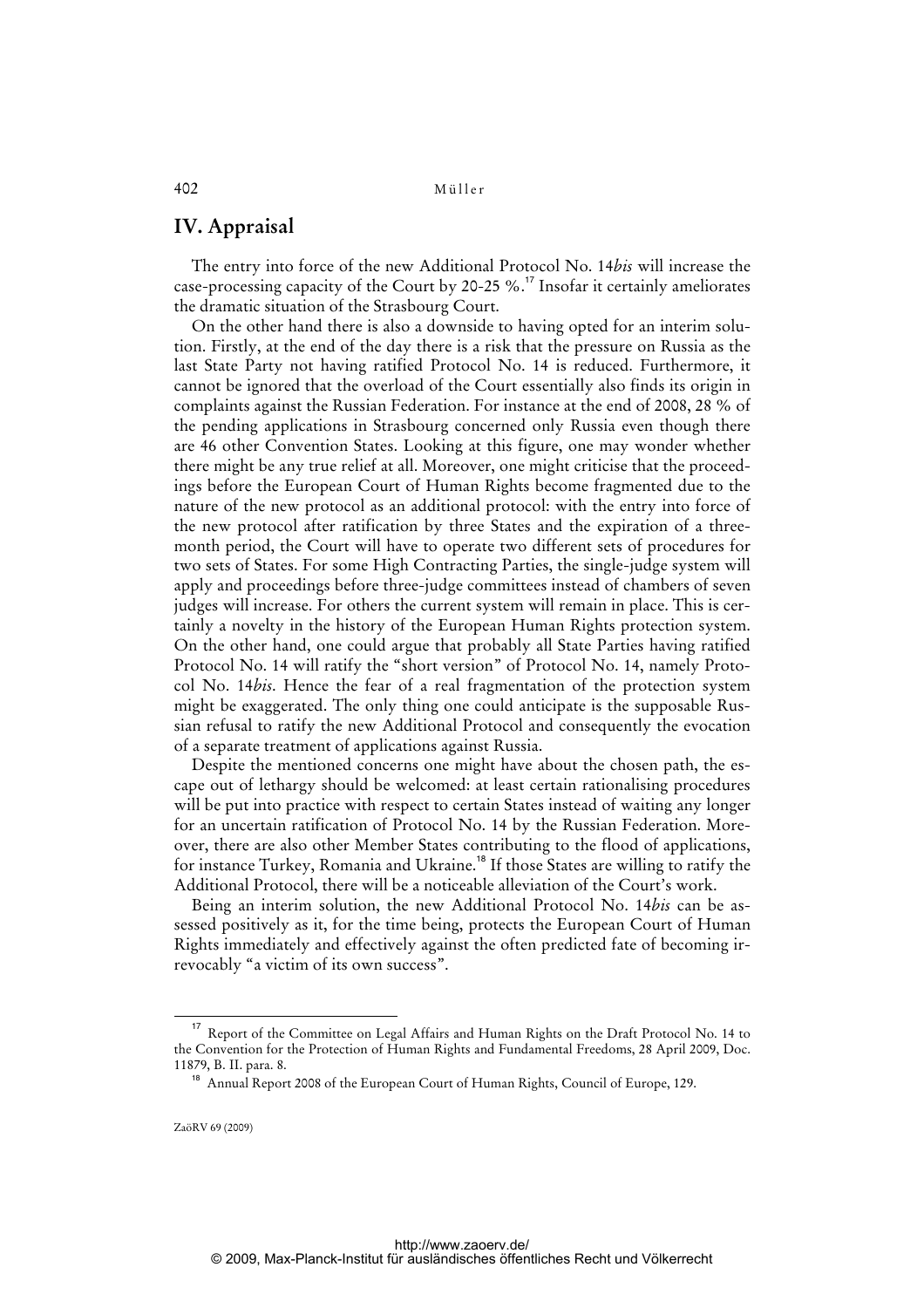## IV. Appraisal

The entry into force of the new Additional Protocol No. 14*bis* will increase the case-processing capacity of the Court by 20-25 %.[17] Insofar it certainly ameliorates the dramatic situation of the Strasbourg Court.

On the other hand there is also a downside to having opted for an interim solution. Firstly, at the end of the day there is a risk that the pressure on Russia as the last State Party not having ratified Protocol No. 14 is reduced. Furthermore, it cannot be ignored that the overload of the Court essentially also finds its origin in complaints against the Russian Federation. For instance at the end of 2008, 28 % of the pending applications in Strasbourg concerned only Russia even though there are 46 other Convention States. Looking at this figure, one may wonder whether there might be any true relief at all. Moreover, one might criticise that the proceedings before the European Court of Human Rights become fragmented due to the nature of the new protocol as an additional protocol: with the entry into force of the new protocol after ratification by three States and the expiration of a three-month period, the Court will have to operate two different sets of procedures for two sets of States. For some High Contracting Parties, the single-judge system will apply and proceedings before three-judge committees instead of chambers of seven judges will increase. For others the current system will remain in place. This is certainly a novelty in the history of the European Human Rights protection system. On the other hand, one could argue that probably all State Parties having ratified Protocol No. 14 will ratify the "short version" of Protocol No. 14, namely Protocol No. 14*bis*. Hence the fear of a real fragmentation of the protection system might be exaggerated. The only thing one could anticipate is the supposable Russian refusal to ratify the new Additional Protocol and consequently the evocation of a separate treatment of applications against Russia.

Despite the mentioned concerns one might have about the chosen path, the escape out of lethargy should be welcomed: at least certain rationalising procedures will be put into practice with respect to certain States instead of waiting any longer for an uncertain ratification of Protocol No. 14 by the Russian Federation. Moreover, there are also other Member States contributing to the flood of applications, for instance Turkey, Romania and Ukraine.[18] If those States are willing to ratify the Additional Protocol, there will be a noticeable alleviation of the Court's work.

Being an interim solution, the new Additional Protocol No. 14*bis* can be assessed positively as it, for the time being, protects the European Court of Human Rights immediately and effectively against the often predicted fate of becoming irrevocably "a victim of its own success".

---

[17] Report of the Committee on Legal Affairs and Human Rights on the Draft Protocol No. 14 to the Convention for the Protection of Human Rights and Fundamental Freedoms, 28 April 2009, Doc. 11879, B. II. para. 8.

[18] Annual Report 2008 of the European Court of Human Rights, Council of Europe, 129.